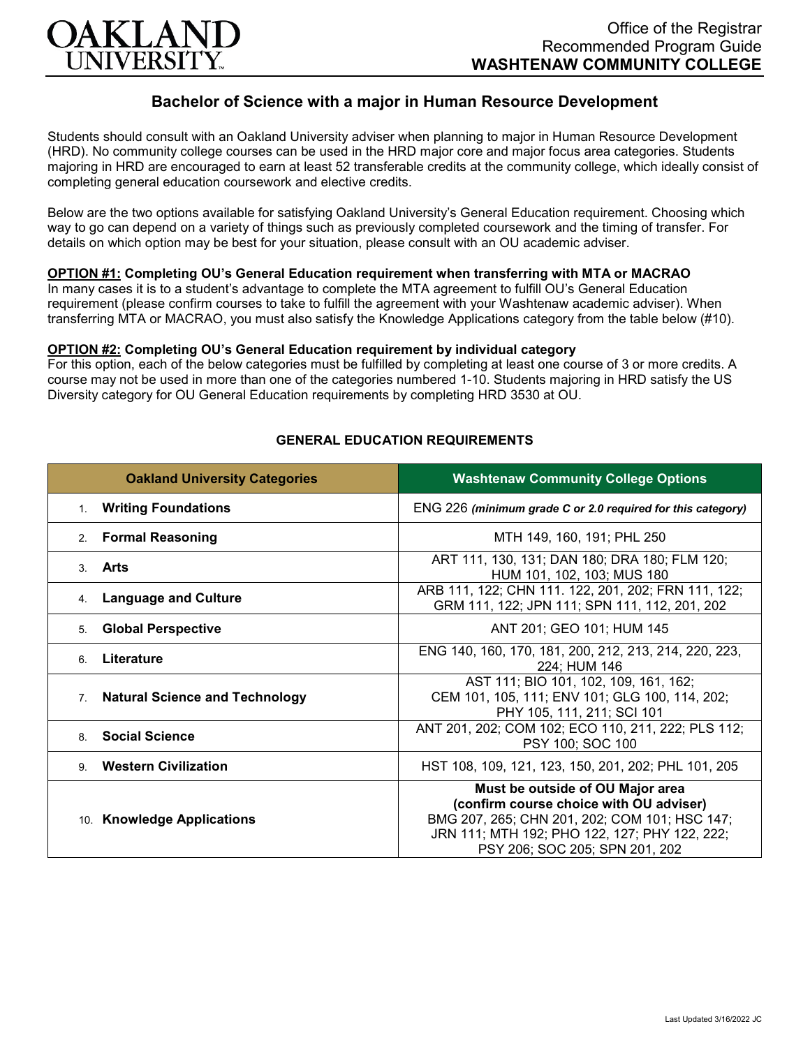# OAKLAND UNIVERSITY

Office of the Registrar
Recommended Program Guide
**WASHTENAW COMMUNITY COLLEGE**

## Bachelor of Science with a major in Human Resource Development

Students should consult with an Oakland University adviser when planning to major in Human Resource Development (HRD). No community college courses can be used in the HRD major core and major focus area categories. Students majoring in HRD are encouraged to earn at least 52 transferable credits at the community college, which ideally consist of completing general education coursework and elective credits.

Below are the two options available for satisfying Oakland University's General Education requirement. Choosing which way to go can depend on a variety of things such as previously completed coursework and the timing of transfer. For details on which option may be best for your situation, please consult with an OU academic adviser.

**OPTION #1: Completing OU's General Education requirement when transferring with MTA or MACRAO**
In many cases it is to a student's advantage to complete the MTA agreement to fulfill OU's General Education requirement (please confirm courses to take to fulfill the agreement with your Washtenaw academic adviser). When transferring MTA or MACRAO, you must also satisfy the Knowledge Applications category from the table below (#10).

**OPTION #2: Completing OU's General Education requirement by individual category**
For this option, each of the below categories must be fulfilled by completing at least one course of 3 or more credits. A course may not be used in more than one of the categories numbered 1-10. Students majoring in HRD satisfy the US Diversity category for OU General Education requirements by completing HRD 3530 at OU.

### GENERAL EDUCATION REQUIREMENTS

| Oakland University Categories | Washtenaw Community College Options |
|---|---|
| 1. **Writing Foundations** | ENG 226 ***(minimum grade C or 2.0 required for this category)*** |
| 2. **Formal Reasoning** | MTH 149, 160, 191; PHL 250 |
| 3. **Arts** | ART 111, 130, 131; DAN 180; DRA 180; FLM 120; HUM 101, 102, 103; MUS 180 |
| 4. **Language and Culture** | ARB 111, 122; CHN 111. 122, 201, 202; FRN 111, 122; GRM 111, 122; JPN 111; SPN 111, 112, 201, 202 |
| 5. **Global Perspective** | ANT 201; GEO 101; HUM 145 |
| 6. **Literature** | ENG 140, 160, 170, 181, 200, 212, 213, 214, 220, 223, 224; HUM 146 |
| 7. **Natural Science and Technology** | AST 111; BIO 101, 102, 109, 161, 162; CEM 101, 105, 111; ENV 101; GLG 100, 114, 202; PHY 105, 111, 211; SCI 101 |
| 8. **Social Science** | ANT 201, 202; COM 102; ECO 110, 211, 222; PLS 112; PSY 100; SOC 100 |
| 9. **Western Civilization** | HST 108, 109, 121, 123, 150, 201, 202; PHL 101, 205 |
| 10. **Knowledge Applications** | **Must be outside of OU Major area (confirm course choice with OU adviser)** BMG 207, 265; CHN 201, 202; COM 101; HSC 147; JRN 111; MTH 192; PHO 122, 127; PHY 122, 222; PSY 206; SOC 205; SPN 201, 202 |

Last Updated 3/16/2022 JC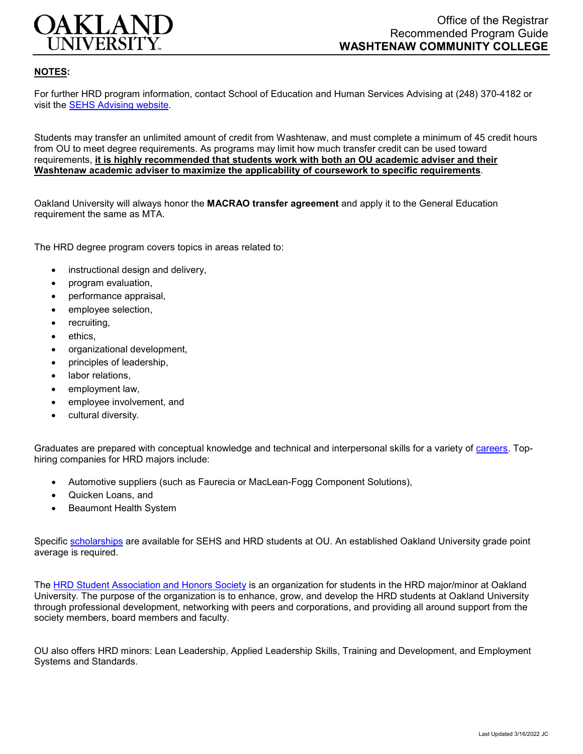**NOTES:**

For further HRD program information, contact School of Education and Human Services Advising at (248) 370-4182 or visit the [SEHS Advising website](#).

Students may transfer an unlimited amount of credit from Washtenaw, and must complete a minimum of 45 credit hours from OU to meet degree requirements. As programs may limit how much transfer credit can be used toward requirements, **it is highly recommended that students work with both an OU academic adviser and their Washtenaw academic adviser to maximize the applicability of coursework to specific requirements**.

Oakland University will always honor the **MACRAO transfer agreement** and apply it to the General Education requirement the same as MTA.

The HRD degree program covers topics in areas related to:

- instructional design and delivery,
- program evaluation,
- performance appraisal,
- employee selection,
- recruiting,
- ethics,
- organizational development,
- principles of leadership,
- labor relations,
- employment law,
- employee involvement, and
- cultural diversity.

Graduates are prepared with conceptual knowledge and technical and interpersonal skills for a variety of [careers](#). Top-hiring companies for HRD majors include:

- Automotive suppliers (such as Faurecia or MacLean-Fogg Component Solutions),
- Quicken Loans, and
- Beaumont Health System

Specific [scholarships](#) are available for SEHS and HRD students at OU. An established Oakland University grade point average is required.

The [HRD Student Association and Honors Society](#) is an organization for students in the HRD major/minor at Oakland University. The purpose of the organization is to enhance, grow, and develop the HRD students at Oakland University through professional development, networking with peers and corporations, and providing all around support from the society members, board members and faculty.

OU also offers HRD minors: Lean Leadership, Applied Leadership Skills, Training and Development, and Employment Systems and Standards.

Last Updated 3/16/2022 JC